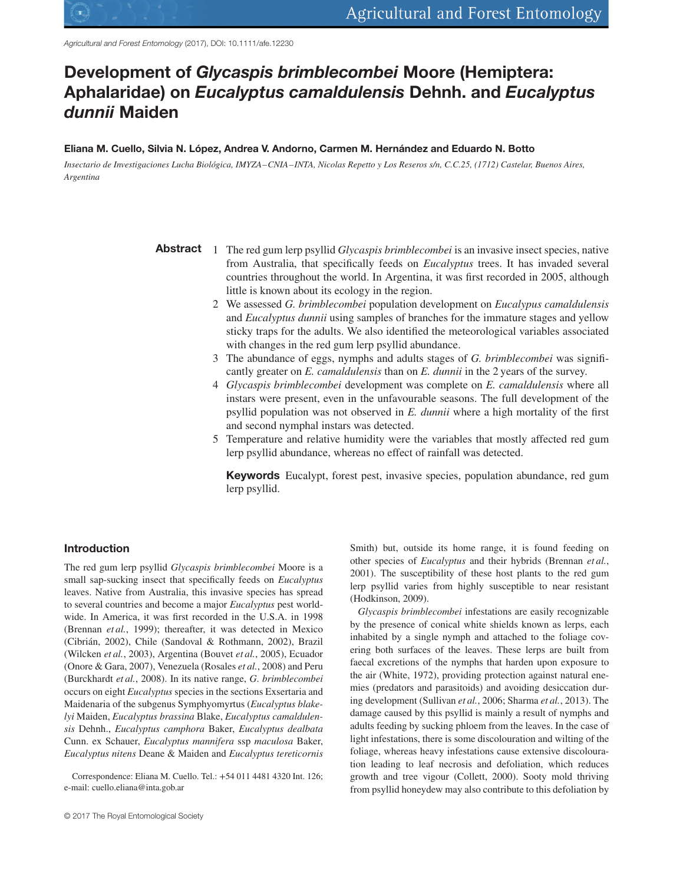Agricultural and Forest Entomology (2017), DOI: 10.1111/afe.12230

# Development of *Glycaspis brimblecombei* Moore (Hemiptera: Aphalaridae) on *Eucalyptus camaldulensis* Dehnh. and *Eucalyptus dunnii* Maiden

**Eliana M. Cuello, Silvia N. López, Andrea V. Andorno, Carmen M. Hernández and Eduardo N. Botto**

*Insectario de Investigaciones Lucha Biológica, IMYZA–CNIA–INTA, Nicolas Repetto y Los Reseros s/n, C.C.25, (1712) Castelar, Buenos Aires, Argentina*

**Abstract**

1. The red gum lerp psyllid *Glycaspis brimblecombei* is an invasive insect species, native from Australia, that specifically feeds on *Eucalyptus* trees. It has invaded several countries throughout the world. In Argentina, it was first recorded in 2005, although little is known about its ecology in the region.
2. We assessed *G. brimblecombei* population development on *Eucalypus camaldulensis* and *Eucalyptus dunnii* using samples of branches for the immature stages and yellow sticky traps for the adults. We also identified the meteorological variables associated with changes in the red gum lerp psyllid abundance.
3. The abundance of eggs, nymphs and adults stages of *G. brimblecombei* was significantly greater on *E. camaldulensis* than on *E. dunnii* in the 2 years of the survey.
4. *Glycaspis brimblecombei* development was complete on *E. camaldulensis* where all instars were present, even in the unfavourable seasons. The full development of the psyllid population was not observed in *E. dunnii* where a high mortality of the first and second nymphal instars was detected.
5. Temperature and relative humidity were the variables that mostly affected red gum lerp psyllid abundance, whereas no effect of rainfall was detected.

**Keywords** Eucalypt, forest pest, invasive species, population abundance, red gum lerp psyllid.

## Introduction

The red gum lerp psyllid *Glycaspis brimblecombei* Moore is a small sap-sucking insect that specifically feeds on *Eucalyptus* leaves. Native from Australia, this invasive species has spread to several countries and become a major *Eucalyptus* pest worldwide. In America, it was first recorded in the U.S.A. in 1998 (Brennan *et al.*, 1999); thereafter, it was detected in Mexico (Cibrián, 2002), Chile (Sandoval & Rothmann, 2002), Brazil (Wilcken *et al.*, 2003), Argentina (Bouvet *et al.*, 2005), Ecuador (Onore & Gara, 2007), Venezuela (Rosales *et al.*, 2008) and Peru (Burckhardt *et al.*, 2008). In its native range, *G. brimblecombei* occurs on eight *Eucalyptus* species in the sections Exsertaria and Maidenaria of the subgenus Symphyomyrtus (*Eucalyptus blakelyi* Maiden, *Eucalyptus brassina* Blake, *Eucalyptus camaldulensis* Dehnh., *Eucalyptus camphora* Baker, *Eucalyptus dealbata* Cunn. ex Schauer, *Eucalyptus mannifera* ssp *maculosa* Baker, *Eucalyptus nitens* Deane & Maiden and *Eucalyptus tereticornis* Smith) but, outside its home range, it is found feeding on other species of *Eucalyptus* and their hybrids (Brennan *et al.*, 2001). The susceptibility of these host plants to the red gum lerp psyllid varies from highly susceptible to near resistant (Hodkinson, 2009).

*Glycaspis brimblecombei* infestations are easily recognizable by the presence of conical white shields known as lerps, each inhabited by a single nymph and attached to the foliage covering both surfaces of the leaves. These lerps are built from faecal excretions of the nymphs that harden upon exposure to the air (White, 1972), providing protection against natural enemies (predators and parasitoids) and avoiding desiccation during development (Sullivan *et al.*, 2006; Sharma *et al.*, 2013). The damage caused by this psyllid is mainly a result of nymphs and adults feeding by sucking phloem from the leaves. In the case of light infestations, there is some discolouration and wilting of the foliage, whereas heavy infestations cause extensive discolouration leading to leaf necrosis and defoliation, which reduces growth and tree vigour (Collett, 2000). Sooty mold thriving from psyllid honeydew may also contribute to this defoliation by

Correspondence: Eliana M. Cuello. Tel.: +54 011 4481 4320 Int. 126; e-mail: cuello.eliana@inta.gob.ar

© 2017 The Royal Entomological Society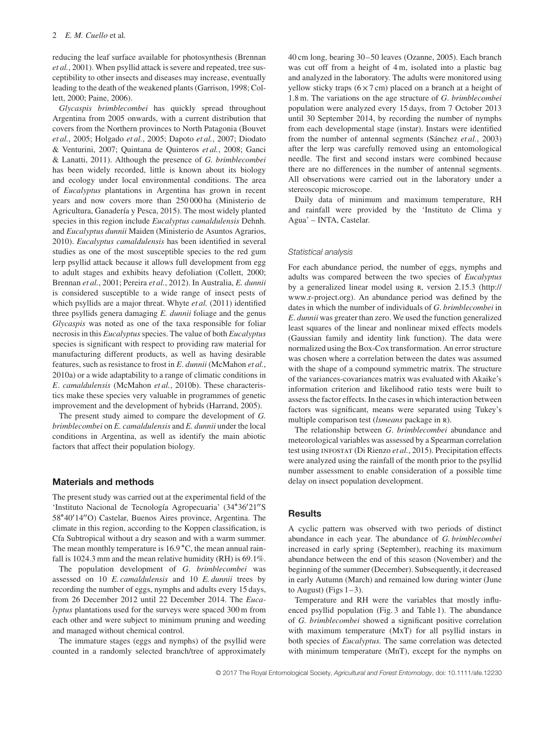reducing the leaf surface available for photosynthesis (Brennan *et al.*, 2001). When psyllid attack is severe and repeated, tree susceptibility to other insects and diseases may increase, eventually leading to the death of the weakened plants (Garrison, 1998; Collett, 2000; Paine, 2006).

*Glycaspis brimblecombei* has quickly spread throughout Argentina from 2005 onwards, with a current distribution that covers from the Northern provinces to North Patagonia (Bouvet *et al.*, 2005; Holgado *et al.*, 2005; Dapoto *et al.*, 2007; Diodato & Venturini, 2007; Quintana de Quinteros *et al.*, 2008; Ganci & Lanatti, 2011). Although the presence of *G. brimblecombei* has been widely recorded, little is known about its biology and ecology under local environmental conditions. The area of *Eucalyptus* plantations in Argentina has grown in recent years and now covers more than 250 000 ha (Ministerio de Agricultura, Ganadería y Pesca, 2015). The most widely planted species in this region include *Eucalyptus camaldulensis* Dehnh. and *Eucalyptus dunnii* Maiden (Ministerio de Asuntos Agrarios, 2010). *Eucalyptus camaldulensis* has been identified in several studies as one of the most susceptible species to the red gum lerp psyllid attack because it allows full development from egg to adult stages and exhibits heavy defoliation (Collett, 2000; Brennan *et al.*, 2001; Pereira *et al.*, 2012). In Australia, *E. dunnii* is considered susceptible to a wide range of insect pests of which psyllids are a major threat. Whyte *et al.* (2011) identified three psyllids genera damaging *E. dunnii* foliage and the genus *Glycaspis* was noted as one of the taxa responsible for foliar necrosis in this *Eucalyptus* species. The value of both *Eucalyptus* species is significant with respect to providing raw material for manufacturing different products, as well as having desirable features, such as resistance to frost in *E. dunnii* (McMahon *et al.*, 2010a) or a wide adaptability to a range of climatic conditions in *E. camaldulensis* (McMahon *et al.*, 2010b). These characteristics make these species very valuable in programmes of genetic improvement and the development of hybrids (Harrand, 2005).

The present study aimed to compare the development of *G. brimblecombei* on *E. camaldulensis* and *E. dunnii* under the local conditions in Argentina, as well as identify the main abiotic factors that affect their population biology.

## Materials and methods

The present study was carried out at the experimental field of the 'Instituto Nacional de Tecnología Agropecuaria' (34°36′21″S 58°40′14″O) Castelar, Buenos Aires province, Argentina. The climate in this region, according to the Koppen classification, is Cfa Subtropical without a dry season and with a warm summer. The mean monthly temperature is 16.9 °C, the mean annual rainfall is 1024.3 mm and the mean relative humidity (RH) is 69.1%.

The population development of *G. brimblecombei* was assessed on 10 *E. camaldulensis* and 10 *E. dunnii* trees by recording the number of eggs, nymphs and adults every 15 days, from 26 December 2012 until 22 December 2014. The *Eucalyptus* plantations used for the surveys were spaced 300 m from each other and were subject to minimum pruning and weeding and managed without chemical control.

The immature stages (eggs and nymphs) of the psyllid were counted in a randomly selected branch/tree of approximately 40 cm long, bearing 30–50 leaves (Ozanne, 2005). Each branch was cut off from a height of 4 m, isolated into a plastic bag and analyzed in the laboratory. The adults were monitored using yellow sticky traps (6 × 7 cm) placed on a branch at a height of 1.8 m. The variations on the age structure of *G. brimblecombei* population were analyzed every 15 days, from 7 October 2013 until 30 September 2014, by recording the number of nymphs from each developmental stage (instar). Instars were identified from the number of antennal segments (Sánchez *et al.*, 2003) after the lerp was carefully removed using an entomological needle. The first and second instars were combined because there are no differences in the number of antennal segments. All observations were carried out in the laboratory under a stereoscopic microscope.

Daily data of minimum and maximum temperature, RH and rainfall were provided by the 'Instituto de Clima y Agua' – INTA, Castelar.

### Statistical analysis

For each abundance period, the number of eggs, nymphs and adults was compared between the two species of *Eucalyptus* by a generalized linear model using R, version 2.15.3 (http://www.r-project.org). An abundance period was defined by the dates in which the number of individuals of *G. brimblecombei* in *E. dunnii* was greater than zero. We used the function generalized least squares of the linear and nonlinear mixed effects models (Gaussian family and identity link function). The data were normalized using the Box-Cox transformation. An error structure was chosen where a correlation between the dates was assumed with the shape of a compound symmetric matrix. The structure of the variances-covariances matrix was evaluated with Akaike's information criterion and likelihood ratio tests were built to assess the factor effects. In the cases in which interaction between factors was significant, means were separated using Tukey's multiple comparison test (*lsmeans* package in R).

The relationship between *G. brimblecombei* abundance and meteorological variables was assessed by a Spearman correlation test using INFOSTAT (Di Rienzo *et al.*, 2015). Precipitation effects were analyzed using the rainfall of the month prior to the psyllid number assessment to enable consideration of a possible time delay on insect population development.

## Results

A cyclic pattern was observed with two periods of distinct abundance in each year. The abundance of *G. brimblecombei* increased in early spring (September), reaching its maximum abundance between the end of this season (November) and the beginning of the summer (December). Subsequently, it decreased in early Autumn (March) and remained low during winter (June to August) (Figs 1–3).

Temperature and RH were the variables that mostly influenced psyllid population (Fig. 3 and Table 1). The abundance of *G. brimblecombei* showed a significant positive correlation with maximum temperature (MxT) for all psyllid instars in both species of *Eucalyptus.* The same correlation was detected with minimum temperature (MnT), except for the nymphs on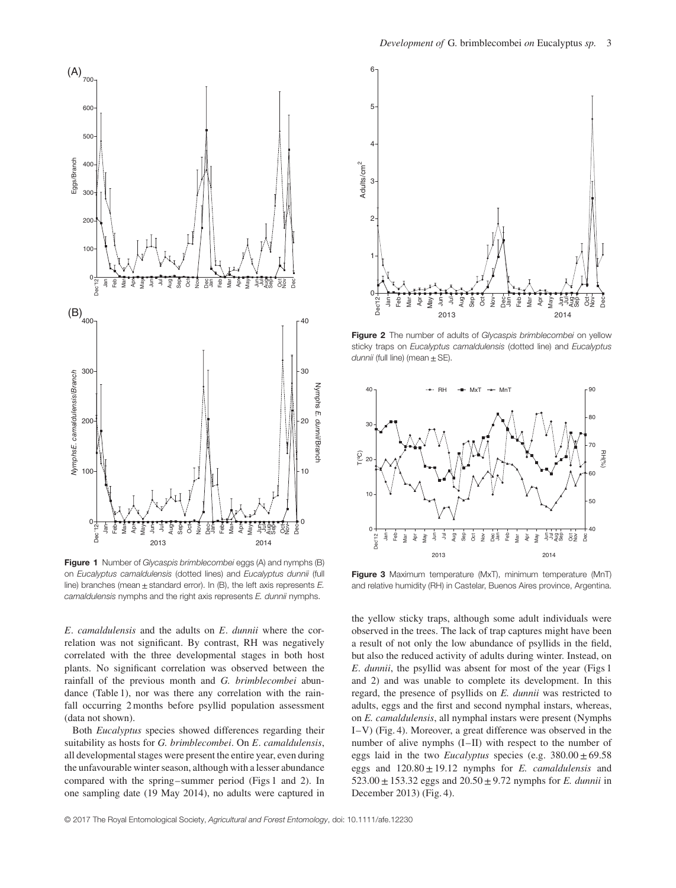**Figure 1** Number of *Glycaspis brimblecombei* eggs (A) and nymphs (B) on *Eucalyptus camaldulensis* (dotted lines) and *Eucalyptus dunnii* (full line) branches (mean ± standard error). In (B), the left axis represents *E. camaldulensis* nymphs and the right axis represents *E. dunnii* nymphs.

**Figure 2** The number of adults of *Glycaspis brimblecombei* on yellow sticky traps on *Eucalyptus camaldulensis* (dotted line) and *Eucalyptus dunnii* (full line) (mean ± SE).

**Figure 3** Maximum temperature (MxT), minimum temperature (MnT) and relative humidity (RH) in Castelar, Buenos Aires province, Argentina.

*E. camaldulensis* and the adults on *E. dunnii* where the correlation was not significant. By contrast, RH was negatively correlated with the three developmental stages in both host plants. No significant correlation was observed between the rainfall of the previous month and *G. brimblecombei* abundance (Table 1), nor was there any correlation with the rainfall occurring 2 months before psyllid population assessment (data not shown).

Both *Eucalyptus* species showed differences regarding their suitability as hosts for *G. brimblecombei*. On *E. camaldulensis*, all developmental stages were present the entire year, even during the unfavourable winter season, although with a lesser abundance compared with the spring–summer period (Figs 1 and 2). In one sampling date (19 May 2014), no adults were captured in the yellow sticky traps, although some adult individuals were observed in the trees. The lack of trap captures might have been a result of not only the low abundance of psyllids in the field, but also the reduced activity of adults during winter. Instead, on *E. dunnii*, the psyllid was absent for most of the year (Figs 1 and 2) and was unable to complete its development. In this regard, the presence of psyllids on *E. dunnii* was restricted to adults, eggs and the first and second nymphal instars, whereas, on *E. camaldulensis*, all nymphal instars were present (Nymphs I–V) (Fig. 4). Moreover, a great difference was observed in the number of alive nymphs (I–II) with respect to the number of eggs laid in the two *Eucalyptus* species (e.g. 380.00 ± 69.58 eggs and 120.80 ± 19.12 nymphs for *E. camaldulensis* and 523.00 ± 153.32 eggs and 20.50 ± 9.72 nymphs for *E. dunnii* in December 2013) (Fig. 4).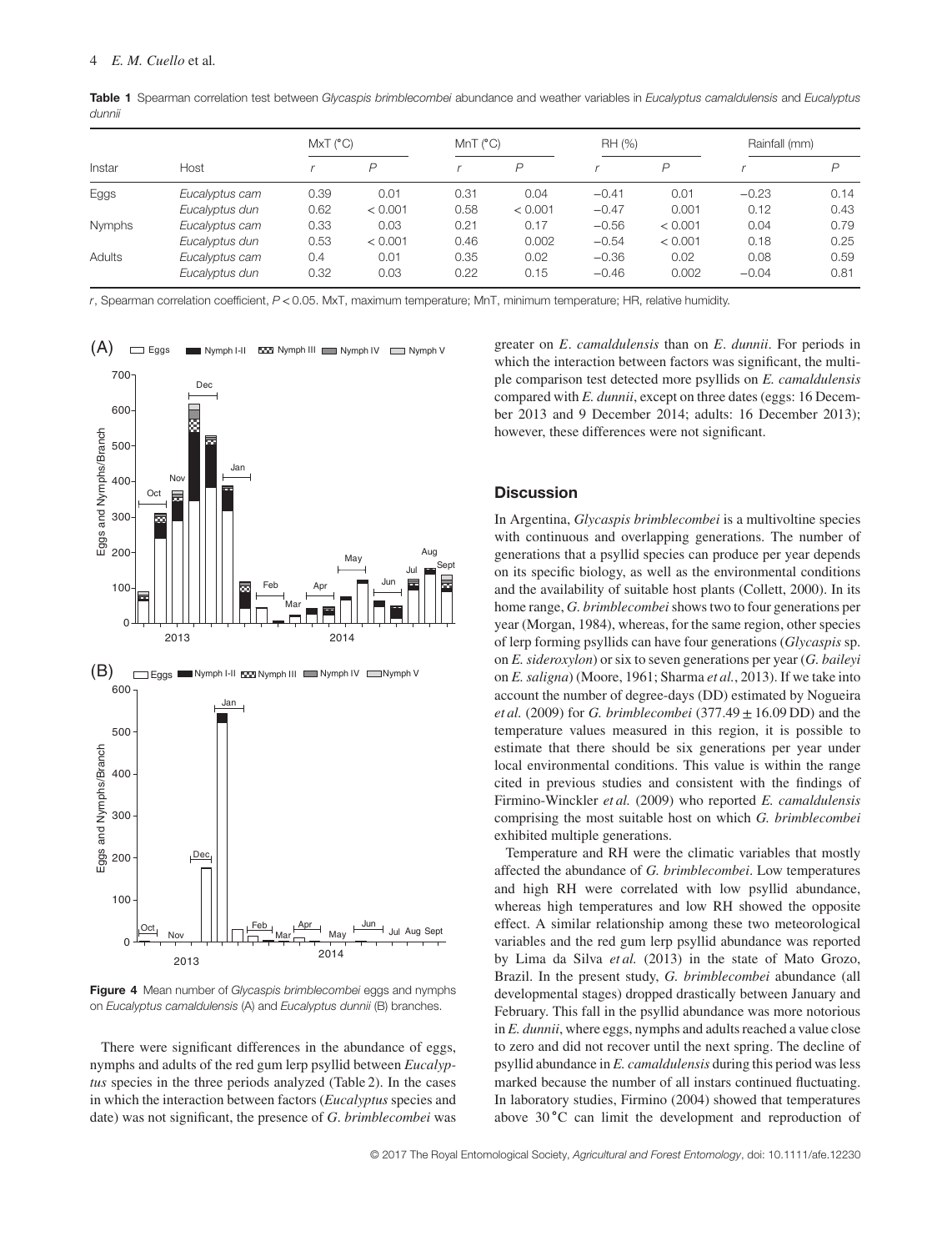**Table 1** Spearman correlation test between *Glycaspis brimblecombei* abundance and weather variables in *Eucalyptus camaldulensis* and *Eucalyptus dunnii*

| Instar | Host | MxT (°C) | | MnT (°C) | | RH (%) | | Rainfall (mm) | |
|---|---|---|---|---|---|---|---|---|---|
| | | *r* | *P* | *r* | *P* | *r* | *P* | *r* | *P* |
| Eggs | *Eucalyptus cam* | 0.39 | 0.01 | 0.31 | 0.04 | −0.41 | 0.01 | −0.23 | 0.14 |
| | *Eucalyptus dun* | 0.62 | < 0.001 | 0.58 | < 0.001 | −0.47 | 0.001 | 0.12 | 0.43 |
| Nymphs | *Eucalyptus cam* | 0.33 | 0.03 | 0.21 | 0.17 | −0.56 | < 0.001 | 0.04 | 0.79 |
| | *Eucalyptus dun* | 0.53 | < 0.001 | 0.46 | 0.002 | −0.54 | < 0.001 | 0.18 | 0.25 |
| Adults | *Eucalyptus cam* | 0.4 | 0.01 | 0.35 | 0.02 | −0.36 | 0.02 | 0.08 | 0.59 |
| | *Eucalyptus dun* | 0.32 | 0.03 | 0.22 | 0.15 | −0.46 | 0.002 | −0.04 | 0.81 |

*r*, Spearman correlation coefficient, $P < 0.05$. MxT, maximum temperature; MnT, minimum temperature; HR, relative humidity.

**Figure 4** Mean number of *Glycaspis brimblecombei* eggs and nymphs on *Eucalyptus camaldulensis* (A) and *Eucalyptus dunnii* (B) branches.

There were significant differences in the abundance of eggs, nymphs and adults of the red gum lerp psyllid between *Eucalyptus* species in the three periods analyzed (Table 2). In the cases in which the interaction between factors (*Eucalyptus* species and date) was not significant, the presence of *G. brimblecombei* was greater on *E. camaldulensis* than on *E. dunnii*. For periods in which the interaction between factors was significant, the multiple comparison test detected more psyllids on *E. camaldulensis* compared with *E. dunnii*, except on three dates (eggs: 16 December 2013 and 9 December 2014; adults: 16 December 2013); however, these differences were not significant.

## Discussion

In Argentina, *Glycaspis brimblecombei* is a multivoltine species with continuous and overlapping generations. The number of generations that a psyllid species can produce per year depends on its specific biology, as well as the environmental conditions and the availability of suitable host plants (Collett, 2000). In its home range, *G. brimblecombei* shows two to four generations per year (Morgan, 1984), whereas, for the same region, other species of lerp forming psyllids can have four generations (*Glycaspis* sp. on *E. sideroxylon*) or six to seven generations per year (*G. baileyi* on *E. saligna*) (Moore, 1961; Sharma *et al.*, 2013). If we take into account the number of degree-days (DD) estimated by Nogueira *et al.* (2009) for *G. brimblecombei* ($377.49 \pm 16.09$ DD) and the temperature values measured in this region, it is possible to estimate that there should be six generations per year under local environmental conditions. This value is within the range cited in previous studies and consistent with the findings of Firmino-Winckler *et al.* (2009) who reported *E. camaldulensis* comprising the most suitable host on which *G. brimblecombei* exhibited multiple generations.

Temperature and RH were the climatic variables that mostly affected the abundance of *G. brimblecombei*. Low temperatures and high RH were correlated with low psyllid abundance, whereas high temperatures and low RH showed the opposite effect. A similar relationship among these two meteorological variables and the red gum lerp psyllid abundance was reported by Lima da Silva *et al.* (2013) in the state of Mato Grozo, Brazil. In the present study, *G. brimblecombei* abundance (all developmental stages) dropped drastically between January and February. This fall in the psyllid abundance was more notorious in *E. dunnii*, where eggs, nymphs and adults reached a value close to zero and did not recover until the next spring. The decline of psyllid abundance in *E. camaldulensis* during this period was less marked because the number of all instars continued fluctuating. In laboratory studies, Firmino (2004) showed that temperatures above 30 °C can limit the development and reproduction of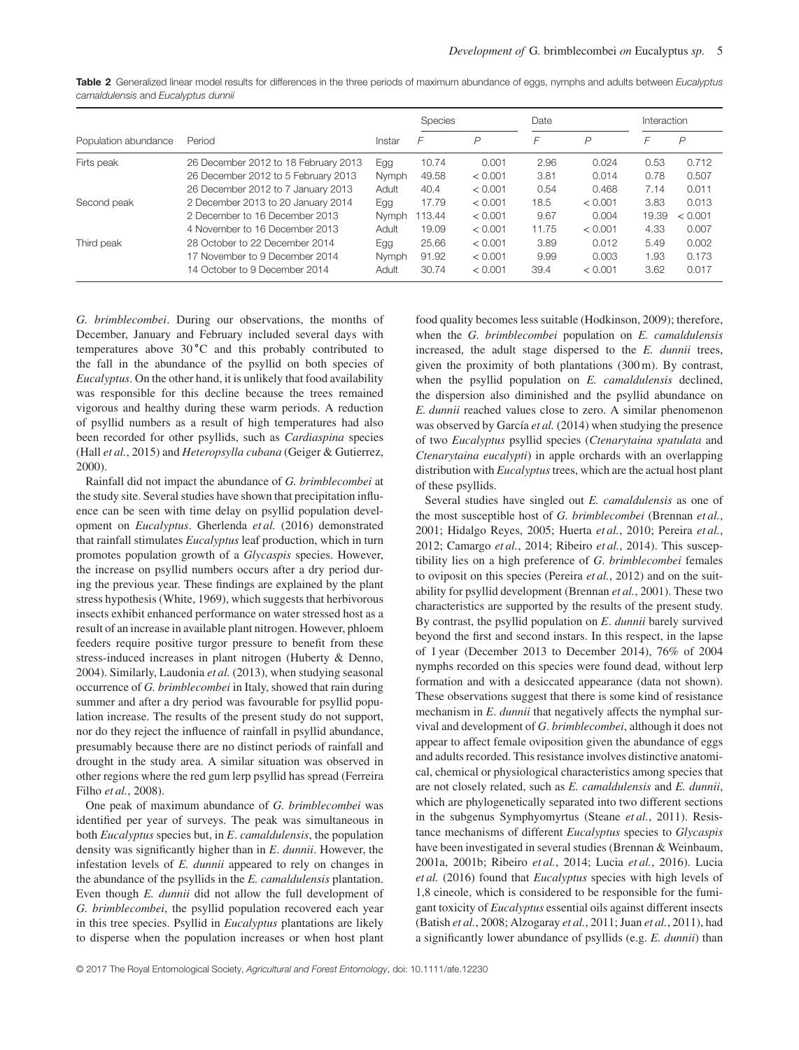**Table 2** Generalized linear model results for differences in the three periods of maximum abundance of eggs, nymphs and adults between *Eucalyptus camaldulensis* and *Eucalyptus dunnii*

| Population abundance | Period | Instar | Species | | Date | | Interaction | |
|---|---|---|---|---|---|---|---|---|
| | | | *F* | *P* | *F* | *P* | *F* | *P* |
| Firts peak | 26 December 2012 to 18 February 2013 | Egg | 10.74 | 0.001 | 2.96 | 0.024 | 0.53 | 0.712 |
| | 26 December 2012 to 5 February 2013 | Nymph | 49.58 | < 0.001 | 3.81 | 0.014 | 0.78 | 0.507 |
| | 26 December 2012 to 7 January 2013 | Adult | 40.4 | < 0.001 | 0.54 | 0.468 | 7.14 | 0.011 |
| Second peak | 2 December 2013 to 20 January 2014 | Egg | 17.79 | < 0.001 | 18.5 | < 0.001 | 3.83 | 0.013 |
| | 2 December to 16 December 2013 | Nymph | 113.44 | < 0.001 | 9.67 | 0.004 | 19.39 | < 0.001 |
| | 4 November to 16 December 2013 | Adult | 19.09 | < 0.001 | 11.75 | < 0.001 | 4.33 | 0.007 |
| Third peak | 28 October to 22 December 2014 | Egg | 25.66 | < 0.001 | 3.89 | 0.012 | 5.49 | 0.002 |
| | 17 November to 9 December 2014 | Nymph | 91.92 | < 0.001 | 9.99 | 0.003 | 1.93 | 0.173 |
| | 14 October to 9 December 2014 | Adult | 30.74 | < 0.001 | 39.4 | < 0.001 | 3.62 | 0.017 |

*G. brimblecombei*. During our observations, the months of December, January and February included several days with temperatures above 30 °C and this probably contributed to the fall in the abundance of the psyllid on both species of *Eucalyptus*. On the other hand, it is unlikely that food availability was responsible for this decline because the trees remained vigorous and healthy during these warm periods. A reduction of psyllid numbers as a result of high temperatures had also been recorded for other psyllids, such as *Cardiaspina* species (Hall *et al.*, 2015) and *Heteropsylla cubana* (Geiger & Gutierrez, 2000).

Rainfall did not impact the abundance of *G. brimblecombei* at the study site. Several studies have shown that precipitation influence can be seen with time delay on psyllid population development on *Eucalyptus*. Gherlenda *et al.* (2016) demonstrated that rainfall stimulates *Eucalyptus* leaf production, which in turn promotes population growth of a *Glycaspis* species. However, the increase on psyllid numbers occurs after a dry period during the previous year. These findings are explained by the plant stress hypothesis (White, 1969), which suggests that herbivorous insects exhibit enhanced performance on water stressed host as a result of an increase in available plant nitrogen. However, phloem feeders require positive turgor pressure to benefit from these stress-induced increases in plant nitrogen (Huberty & Denno, 2004). Similarly, Laudonia *et al.* (2013), when studying seasonal occurrence of *G. brimblecombei* in Italy, showed that rain during summer and after a dry period was favourable for psyllid population increase. The results of the present study do not support, nor do they reject the influence of rainfall in psyllid abundance, presumably because there are no distinct periods of rainfall and drought in the study area. A similar situation was observed in other regions where the red gum lerp psyllid has spread (Ferreira Filho *et al.*, 2008).

One peak of maximum abundance of *G. brimblecombei* was identified per year of surveys. The peak was simultaneous in both *Eucalyptus* species but, in *E. camaldulensis*, the population density was significantly higher than in *E. dunnii*. However, the infestation levels of *E. dunnii* appeared to rely on changes in the abundance of the psyllids in the *E. camaldulensis* plantation. Even though *E. dunnii* did not allow the full development of *G. brimblecombei*, the psyllid population recovered each year in this tree species. Psyllid in *Eucalyptus* plantations are likely to disperse when the population increases or when host plant food quality becomes less suitable (Hodkinson, 2009); therefore, when the *G. brimblecombei* population on *E. camaldulensis* increased, the adult stage dispersed to the *E. dunnii* trees, given the proximity of both plantations (300 m). By contrast, when the psyllid population on *E. camaldulensis* declined, the dispersion also diminished and the psyllid abundance on *E. dunnii* reached values close to zero. A similar phenomenon was observed by García *et al.* (2014) when studying the presence of two *Eucalyptus* psyllid species (*Ctenarytaina spatulata* and *Ctenarytaina eucalypti*) in apple orchards with an overlapping distribution with *Eucalyptus* trees, which are the actual host plant of these psyllids.

Several studies have singled out *E. camaldulensis* as one of the most susceptible host of *G. brimblecombei* (Brennan *et al.*, 2001; Hidalgo Reyes, 2005; Huerta *et al.*, 2010; Pereira *et al.*, 2012; Camargo *et al.*, 2014; Ribeiro *et al.*, 2014). This susceptibility lies on a high preference of *G. brimblecombei* females to oviposit on this species (Pereira *et al.*, 2012) and on the suitability for psyllid development (Brennan *et al.*, 2001). These two characteristics are supported by the results of the present study. By contrast, the psyllid population on *E. dunnii* barely survived beyond the first and second instars. In this respect, in the lapse of 1 year (December 2013 to December 2014), 76% of 2004 nymphs recorded on this species were found dead, without lerp formation and with a desiccated appearance (data not shown). These observations suggest that there is some kind of resistance mechanism in *E. dunnii* that negatively affects the nymphal survival and development of *G. brimblecombei*, although it does not appear to affect female oviposition given the abundance of eggs and adults recorded. This resistance involves distinctive anatomical, chemical or physiological characteristics among species that are not closely related, such as *E. camaldulensis* and *E. dunnii*, which are phylogenetically separated into two different sections in the subgenus Symphyomyrtus (Steane *et al.*, 2011). Resistance mechanisms of different *Eucalyptus* species to *Glycaspis* have been investigated in several studies (Brennan & Weinbaum, 2001a, 2001b; Ribeiro *et al.*, 2014; Lucia *et al.*, 2016). Lucia *et al.* (2016) found that *Eucalyptus* species with high levels of 1,8 cineole, which is considered to be responsible for the fumigant toxicity of *Eucalyptus* essential oils against different insects (Batish *et al.*, 2008; Alzogaray *et al.*, 2011; Juan *et al.*, 2011), had a significantly lower abundance of psyllids (e.g. *E. dunnii*) than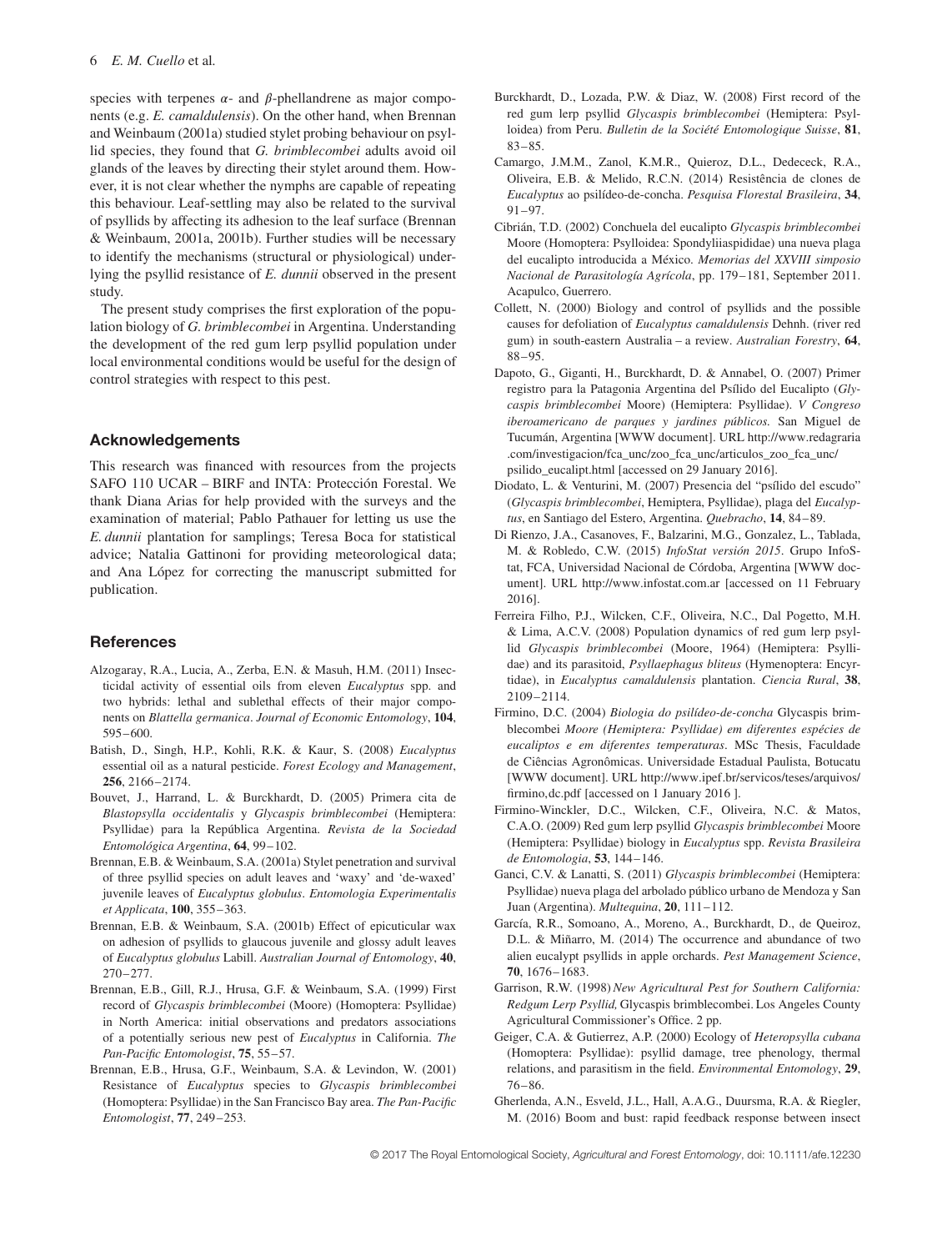species with terpenes $\alpha$- and $\beta$-phellandrene as major components (e.g. *E. camaldulensis*). On the other hand, when Brennan and Weinbaum (2001a) studied stylet probing behaviour on psyllid species, they found that *G. brimblecombei* adults avoid oil glands of the leaves by directing their stylet around them. However, it is not clear whether the nymphs are capable of repeating this behaviour. Leaf-settling may also be related to the survival of psyllids by affecting its adhesion to the leaf surface (Brennan & Weinbaum, 2001a, 2001b). Further studies will be necessary to identify the mechanisms (structural or physiological) underlying the psyllid resistance of *E. dunnii* observed in the present study.

The present study comprises the first exploration of the population biology of *G. brimblecombei* in Argentina. Understanding the development of the red gum lerp psyllid population under local environmental conditions would be useful for the design of control strategies with respect to this pest.

## Acknowledgements

This research was financed with resources from the projects SAFO 110 UCAR – BIRF and INTA: Protección Forestal. We thank Diana Arias for help provided with the surveys and the examination of material; Pablo Pathauer for letting us use the *E. dunnii* plantation for samplings; Teresa Boca for statistical advice; Natalia Gattinoni for providing meteorological data; and Ana López for correcting the manuscript submitted for publication.

## References

Alzogaray, R.A., Lucia, A., Zerba, E.N. & Masuh, H.M. (2011) Insecticidal activity of essential oils from eleven *Eucalyptus* spp. and two hybrids: lethal and sublethal effects of their major components on *Blattella germanica*. *Journal of Economic Entomology*, **104**, 595–600.

Batish, D., Singh, H.P., Kohli, R.K. & Kaur, S. (2008) *Eucalyptus* essential oil as a natural pesticide. *Forest Ecology and Management*, **256**, 2166–2174.

Bouvet, J., Harrand, L. & Burckhardt, D. (2005) Primera cita de *Blastopsylla occidentalis* y *Glycaspis brimblecombei* (Hemiptera: Psyllidae) para la República Argentina. *Revista de la Sociedad Entomológica Argentina*, **64**, 99–102.

Brennan, E.B. & Weinbaum, S.A. (2001a) Stylet penetration and survival of three psyllid species on adult leaves and 'waxy' and 'de-waxed' juvenile leaves of *Eucalyptus globulus*. *Entomologia Experimentalis et Applicata*, **100**, 355–363.

Brennan, E.B. & Weinbaum, S.A. (2001b) Effect of epicuticular wax on adhesion of psyllids to glaucous juvenile and glossy adult leaves of *Eucalyptus globulus* Labill. *Australian Journal of Entomology*, **40**, 270–277.

Brennan, E.B., Gill, R.J., Hrusa, G.F. & Weinbaum, S.A. (1999) First record of *Glycaspis brimblecombei* (Moore) (Homoptera: Psyllidae) in North America: initial observations and predators associations of a potentially serious new pest of *Eucalyptus* in California. *The Pan-Pacific Entomologist*, **75**, 55–57.

Brennan, E.B., Hrusa, G.F., Weinbaum, S.A. & Levindon, W. (2001) Resistance of *Eucalyptus* species to *Glycaspis brimblecombei* (Homoptera: Psyllidae) in the San Francisco Bay area. *The Pan-Pacific Entomologist*, **77**, 249–253.

Burckhardt, D., Lozada, P.W. & Diaz, W. (2008) First record of the red gum lerp psyllid *Glycaspis brimblecombei* (Hemiptera: Psylloidea) from Peru. *Bulletin de la Société Entomologique Suisse*, **81**, 83–85.

Camargo, J.M.M., Zanol, K.M.R., Quieroz, D.L., Dedececk, R.A., Oliveira, E.B. & Melido, R.C.N. (2014) Resistência de clones de *Eucalyptus* ao psilídeo-de-concha. *Pesquisa Florestal Brasileira*, **34**, 91–97.

Cibrián, T.D. (2002) Conchuela del eucalipto *Glycaspis brimblecombei* Moore (Homoptera: Psylloidea: Spondyliiaspididae) una nueva plaga del eucalipto introducida a México. *Memorias del XXVIII simposio Nacional de Parasitología Agrícola*, pp. 179–181, September 2011. Acapulco, Guerrero.

Collett, N. (2000) Biology and control of psyllids and the possible causes for defoliation of *Eucalyptus camaldulensis* Dehnh. (river red gum) in south-eastern Australia – a review. *Australian Forestry*, **64**, 88–95.

Dapoto, G., Giganti, H., Burckhardt, D. & Annabel, O. (2007) Primer registro para la Patagonia Argentina del Psílido del Eucalipto (*Glycaspis brimblecombei* Moore) (Hemiptera: Psyllidae). *V Congreso iberoamericano de parques y jardines públicos.* San Miguel de Tucumán, Argentina [WWW document]. URL http://www.redagraria.com/investigacion/fca_unc/zoo_fca_unc/articulos_zoo_fca_unc/psilido_eucalipt.html [accessed on 29 January 2016].

Diodato, L. & Venturini, M. (2007) Presencia del "psílido del escudo" (*Glycaspis brimblecombei*, Hemiptera, Psyllidae), plaga del *Eucalyptus*, en Santiago del Estero, Argentina. *Quebracho*, **14**, 84–89.

Di Rienzo, J.A., Casanoves, F., Balzarini, M.G., Gonzalez, L., Tablada, M. & Robledo, C.W. (2015) *InfoStat versión 2015*. Grupo InfoStat, FCA, Universidad Nacional de Córdoba, Argentina [WWW document]. URL http://www.infostat.com.ar [accessed on 11 February 2016].

Ferreira Filho, P.J., Wilcken, C.F., Oliveira, N.C., Dal Pogetto, M.H. & Lima, A.C.V. (2008) Population dynamics of red gum lerp psyllid *Glycaspis brimblecombei* (Moore, 1964) (Hemiptera: Psyllidae) and its parasitoid, *Psyllaephagus bliteus* (Hymenoptera: Encyrtidae), in *Eucalyptus camaldulensis* plantation. *Ciencia Rural*, **38**, 2109–2114.

Firmino, D.C. (2004) *Biologia do psilídeo-de-concha* Glycaspis brimblecombei *Moore (Hemiptera: Psyllidae) em diferentes espécies de eucaliptos e em diferentes temperaturas*. MSc Thesis, Faculdade de Ciências Agronômicas. Universidade Estadual Paulista, Botucatu [WWW document]. URL http://www.ipef.br/servicos/teses/arquivos/firmino,dc.pdf [accessed on 1 January 2016 ].

Firmino-Winckler, D.C., Wilcken, C.F., Oliveira, N.C. & Matos, C.A.O. (2009) Red gum lerp psyllid *Glycaspis brimblecombei* Moore (Hemiptera: Psyllidae) biology in *Eucalyptus* spp. *Revista Brasileira de Entomologia*, **53**, 144–146.

Ganci, C.V. & Lanatti, S. (2011) *Glycaspis brimblecombei* (Hemiptera: Psyllidae) nueva plaga del arbolado público urbano de Mendoza y San Juan (Argentina). *Multequina*, **20**, 111–112.

García, R.R., Somoano, A., Moreno, A., Burckhardt, D., de Queiroz, D.L. & Miñarro, M. (2014) The occurrence and abundance of two alien eucalypt psyllids in apple orchards. *Pest Management Science*, **70**, 1676–1683.

Garrison, R.W. (1998) *New Agricultural Pest for Southern California: Redgum Lerp Psyllid,* Glycaspis brimblecombei. Los Angeles County Agricultural Commissioner's Office. 2 pp.

Geiger, C.A. & Gutierrez, A.P. (2000) Ecology of *Heteropsylla cubana* (Homoptera: Psyllidae): psyllid damage, tree phenology, thermal relations, and parasitism in the field. *Environmental Entomology*, **29**, 76–86.

Gherlenda, A.N., Esveld, J.L., Hall, A.A.G., Duursma, R.A. & Riegler, M. (2016) Boom and bust: rapid feedback response between insect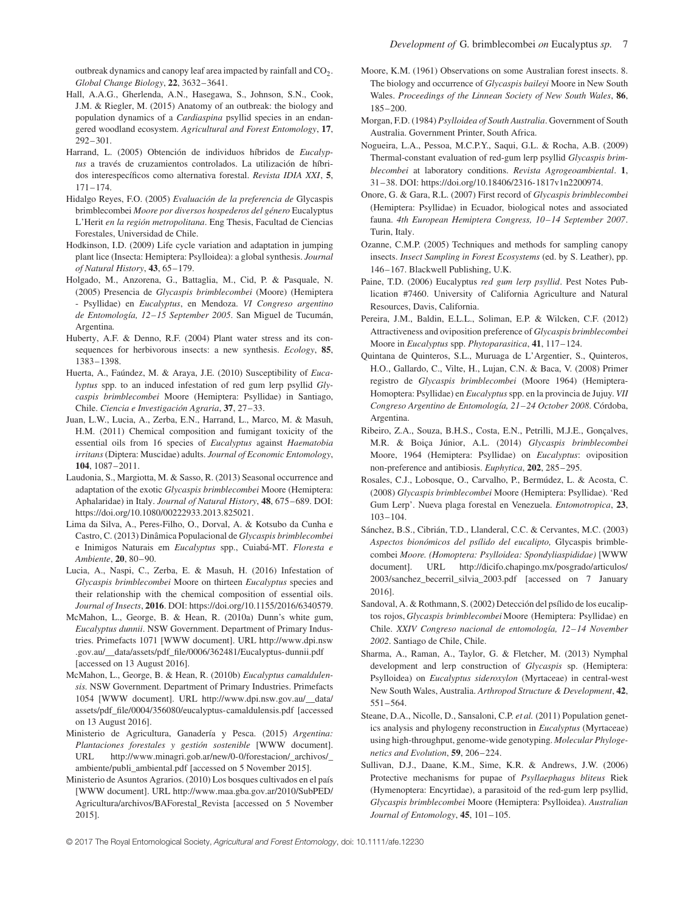outbreak dynamics and canopy leaf area impacted by rainfall and $CO_2$. *Global Change Biology*, **22**, 3632–3641.

Hall, A.A.G., Gherlenda, A.N., Hasegawa, S., Johnson, S.N., Cook, J.M. & Riegler, M. (2015) Anatomy of an outbreak: the biology and population dynamics of a *Cardiaspina* psyllid species in an endangered woodland ecosystem. *Agricultural and Forest Entomology*, **17**, 292–301.

Harrand, L. (2005) Obtención de individuos híbridos de *Eucalyptus* a través de cruzamientos controlados. La utilización de híbridos interespecíficos como alternativa forestal. *Revista IDIA XXI*, **5**, 171–174.

Hidalgo Reyes, F.O. (2005) *Evaluación de la preferencia de* Glycaspis brimblecombei *Moore por diversos hospederos del género* Eucalyptus L'Herit *en la región metropolitana*. Eng Thesis, Facultad de Ciencias Forestales, Universidad de Chile.

Hodkinson, I.D. (2009) Life cycle variation and adaptation in jumping plant lice (Insecta: Hemiptera: Psylloidea): a global synthesis. *Journal of Natural History*, **43**, 65–179.

Holgado, M., Anzorena, G., Battaglia, M., Cid, P. & Pasquale, N. (2005) Presencia de *Glycaspis brimblecombei* (Moore) (Hemiptera - Psyllidae) en *Eucalyptus*, en Mendoza. *VI Congreso argentino de Entomología, 12–15 September 2005*. San Miguel de Tucumán, Argentina.

Huberty, A.F. & Denno, R.F. (2004) Plant water stress and its consequences for herbivorous insects: a new synthesis. *Ecology*, **85**, 1383–1398.

Huerta, A., Faúndez, M. & Araya, J.E. (2010) Susceptibility of *Eucalyptus* spp. to an induced infestation of red gum lerp psyllid *Glycaspis brimblecombei* Moore (Hemiptera: Psyllidae) in Santiago, Chile. *Ciencia e Investigación Agraria*, **37**, 27–33.

Juan, L.W., Lucia, A., Zerba, E.N., Harrand, L., Marco, M. & Masuh, H.M. (2011) Chemical composition and fumigant toxicity of the essential oils from 16 species of *Eucalyptus* against *Haematobia irritans* (Diptera: Muscidae) adults. *Journal of Economic Entomology*, **104**, 1087–2011.

Laudonia, S., Margiotta, M. & Sasso, R. (2013) Seasonal occurrence and adaptation of the exotic *Glycaspis brimblecombei* Moore (Hemiptera: Aphalaridae) in Italy. *Journal of Natural History*, **48**, 675–689. DOI: https://doi.org/10.1080/00222933.2013.825021.

Lima da Silva, A., Peres-Filho, O., Dorval, A. & Kotsubo da Cunha e Castro, C. (2013) Dinâmica Populacional de *Glycaspis brimblecombei* e Inimigos Naturais em *Eucalyptus* spp., Cuiabá-MT. *Floresta e Ambiente*, **20**, 80–90.

Lucia, A., Naspi, C., Zerba, E. & Masuh, H. (2016) Infestation of *Glycaspis brimblecombei* Moore on thirteen *Eucalyptus* species and their relationship with the chemical composition of essential oils. *Journal of Insects*, **2016**. DOI: https://doi.org/10.1155/2016/6340579.

McMahon, L., George, B. & Hean, R. (2010a) Dunn's white gum, *Eucalyptus dunnii*. NSW Government. Department of Primary Industries. Primefacts 1071 [WWW document]. URL http://www.dpi.nsw.gov.au/__data/assets/pdf_file/0006/362481/Eucalyptus-dunnii.pdf [accessed on 13 August 2016].

McMahon, L., George, B. & Hean, R. (2010b) *Eucalyptus camaldulensis*. NSW Government. Department of Primary Industries. Primefacts 1054 [WWW document]. URL http://www.dpi.nsw.gov.au/__data/assets/pdf_file/0004/356080/eucalyptus-camaldulensis.pdf [accessed on 13 August 2016].

Ministerio de Agricultura, Ganadería y Pesca. (2015) *Argentina: Plantaciones forestales y gestión sostenible* [WWW document]. URL http://www.minagri.gob.ar/new/0-0/forestacion/_archivos/_ambiente/publi_ambiental.pdf [accessed on 5 November 2015].

Ministerio de Asuntos Agrarios. (2010) Los bosques cultivados en el país [WWW document]. URL http://www.maa.gba.gov.ar/2010/SubPED/Agricultura/archivos/BAForestal_Revista [accessed on 5 November 2015].

Moore, K.M. (1961) Observations on some Australian forest insects. 8. The biology and occurrence of *Glycaspis baileyi* Moore in New South Wales. *Proceedings of the Linnean Society of New South Wales*, **86**, 185–200.

Morgan, F.D. (1984) *Psylloidea of South Australia*. Government of South Australia. Government Printer, South Africa.

Nogueira, L.A., Pessoa, M.C.P.Y., Saqui, G.L. & Rocha, A.B. (2009) Thermal-constant evaluation of red-gum lerp psyllid *Glycaspis brimblecombei* at laboratory conditions. *Revista Agrogeoambiental*. **1**, 31–38. DOI: https://doi.org/10.18406/2316-1817v1n2200974.

Onore, G. & Gara, R.L. (2007) First record of *Glycaspis brimblecombei* (Hemiptera: Psyllidae) in Ecuador, biological notes and associated fauna. *4th European Hemiptera Congress, 10–14 September 2007*. Turin, Italy.

Ozanne, C.M.P. (2005) Techniques and methods for sampling canopy insects. *Insect Sampling in Forest Ecosystems* (ed. by S. Leather), pp. 146–167. Blackwell Publishing, U.K.

Paine, T.D. (2006) Eucalyptus *red gum lerp psyllid*. Pest Notes Publication #7460. University of California Agriculture and Natural Resources, Davis, California.

Pereira, J.M., Baldin, E.L.L., Soliman, E.P. & Wilcken, C.F. (2012) Attractiveness and oviposition preference of *Glycaspis brimblecombei* Moore in *Eucalyptus* spp. *Phytoparasitica*, **41**, 117–124.

Quintana de Quinteros, S.L., Muruaga de L'Argentier, S., Quinteros, H.O., Gallardo, C., Vilte, H., Lujan, C.N. & Baca, V. (2008) Primer registro de *Glycaspis brimblecombei* (Moore 1964) (Hemiptera-Homoptera: Psyllidae) en *Eucalyptus* spp. en la provincia de Jujuy. *VII Congreso Argentino de Entomología, 21–24 October 2008*. Córdoba, Argentina.

Ribeiro, Z.A., Souza, B.H.S., Costa, E.N., Petrilli, M.J.E., Gonçalves, M.R. & Boiça Júnior, A.L. (2014) *Glycaspis brimblecombei* Moore, 1964 (Hemiptera: Psyllidae) on *Eucalyptus*: oviposition non-preference and antibiosis. *Euphytica*, **202**, 285–295.

Rosales, C.J., Lobosque, O., Carvalho, P., Bermúdez, L. & Acosta, C. (2008) *Glycaspis brimblecombei* Moore (Hemiptera: Psyllidae). 'Red Gum Lerp'. Nueva plaga forestal en Venezuela. *Entomotropica*, **23**, 103–104.

Sánchez, B.S., Cibrián, T.D., Llanderal, C.C. & Cervantes, M.C. (2003) *Aspectos bionómicos del psílido del eucalipto,* Glycaspis brimblecombei *Moore. (Homoptera: Psylloidea: Spondyliaspididae)* [WWW document]. URL http://dicifo.chapingo.mx/posgrado/articulos/2003/sanchez_becerril_silvia_2003.pdf [accessed on 7 January 2016].

Sandoval, A. & Rothmann, S. (2002) Detección del psílido de los eucaliptos rojos, *Glycaspis brimblecombei* Moore (Hemiptera: Psyllidae) en Chile. *XXIV Congreso nacional de entomología, 12–14 November 2002*. Santiago de Chile, Chile.

Sharma, A., Raman, A., Taylor, G. & Fletcher, M. (2013) Nymphal development and lerp construction of *Glycaspis* sp. (Hemiptera: Psylloidea) on *Eucalyptus sideroxylon* (Myrtaceae) in central-west New South Wales, Australia. *Arthropod Structure & Development*, **42**, 551–564.

Steane, D.A., Nicolle, D., Sansaloni, C.P. *et al.* (2011) Population genetics analysis and phylogeny reconstruction in *Eucalyptus* (Myrtaceae) using high-throughput, genome-wide genotyping. *Molecular Phylogenetics and Evolution*, **59**, 206–224.

Sullivan, D.J., Daane, K.M., Sime, K.R. & Andrews, J.W. (2006) Protective mechanisms for pupae of *Psyllaephagus bliteus* Riek (Hymenoptera: Encyrtidae), a parasitoid of the red-gum lerp psyllid, *Glycaspis brimblecombei* Moore (Hemiptera: Psylloidea). *Australian Journal of Entomology*, **45**, 101–105.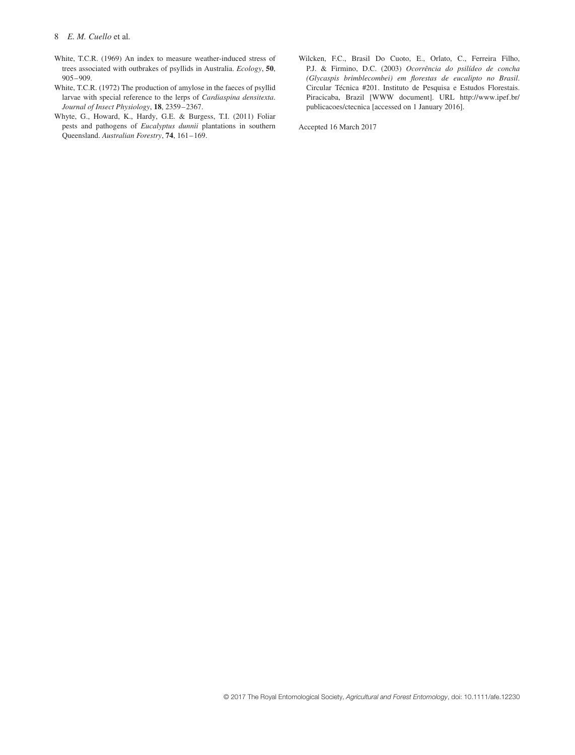White, T.C.R. (1969) An index to measure weather-induced stress of trees associated with outbrakes of psyllids in Australia. *Ecology*, **50**, 905–909.

White, T.C.R. (1972) The production of amylose in the faeces of psyllid larvae with special reference to the lerps of *Cardiaspina densitexta*. *Journal of Insect Physiology*, **18**, 2359–2367.

Whyte, G., Howard, K., Hardy, G.E. & Burgess, T.I. (2011) Foliar pests and pathogens of *Eucalyptus dunnii* plantations in southern Queensland. *Australian Forestry*, **74**, 161–169.

Wilcken, F.C., Brasil Do Cuoto, E., Orlato, C., Ferreira Filho, P.J. & Firmino, D.C. (2003) *Ocorrência do psilídeo de concha (Glycaspis brimblecombei) em florestas de eucalipto no Brasil*. Circular Técnica #201. Instituto de Pesquisa e Estudos Florestais. Piracicaba, Brazil [WWW document]. URL http://www.ipef.br/publicacoes/ctecnica [accessed on 1 January 2016].

Accepted 16 March 2017